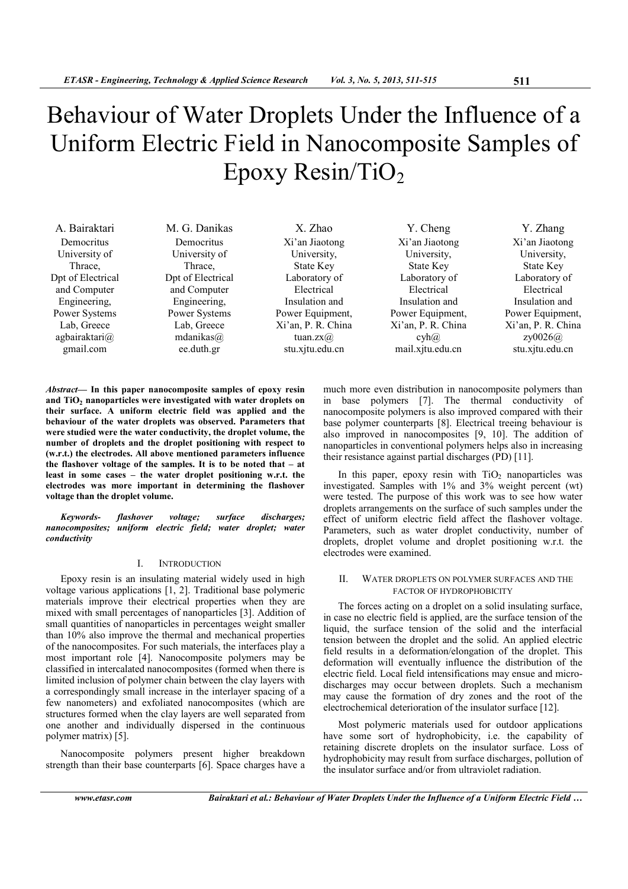# Behaviour of Water Droplets Under the Influence of a Uniform Electric Field in Nanocomposite Samples of Epoxy Resin/$TiO_2$

A. Bairaktari
Democritus University of Thrace, Dpt of Electrical and Computer Engineering, Power Systems Lab, Greece
agbairaktari@gmail.com

M. G. Danikas
Democritus University of Thrace, Dpt of Electrical and Computer Engineering, Power Systems Lab, Greece
mdanikas@ee.duth.gr

X. Zhao
Xi'an Jiaotong University, State Key Laboratory of Electrical Insulation and Power Equipment, Xi'an, P. R. China
tuan.zx@stu.xjtu.edu.cn

Y. Cheng
Xi'an Jiaotong University, State Key Laboratory of Electrical Insulation and Power Equipment, Xi'an, P. R. China
cyh@mail.xjtu.edu.cn

Y. Zhang
Xi'an Jiaotong University, State Key Laboratory of Electrical Insulation and Power Equipment, Xi'an, P. R. China
zy0026@stu.xjtu.edu.cn

***Abstract*— In this paper nanocomposite samples of epoxy resin and $TiO_2$ nanoparticles were investigated with water droplets on their surface. A uniform electric field was applied and the behaviour of the water droplets was observed. Parameters that were studied were the water conductivity, the droplet volume, the number of droplets and the droplet positioning with respect to (w.r.t.) the electrodes. All above mentioned parameters influence the flashover voltage of the samples. It is to be noted that – at least in some cases – the water droplet positioning w.r.t. the electrodes was more important in determining the flashover voltage than the droplet volume.**

***Keywords- flashover voltage; surface discharges; nanocomposites; uniform electric field; water droplet; water conductivity***

## I. INTRODUCTION

Epoxy resin is an insulating material widely used in high voltage various applications [1, 2]. Traditional base polymeric materials improve their electrical properties when they are mixed with small percentages of nanoparticles [3]. Addition of small quantities of nanoparticles in percentages weight smaller than 10% also improve the thermal and mechanical properties of the nanocomposites. For such materials, the interfaces play a most important role [4]. Nanocomposite polymers may be classified in intercalated nanocomposites (formed when there is limited inclusion of polymer chain between the clay layers with a correspondingly small increase in the interlayer spacing of a few nanometers) and exfoliated nanocomposites (which are structures formed when the clay layers are well separated from one another and individually dispersed in the continuous polymer matrix) [5].

Nanocomposite polymers present higher breakdown strength than their base counterparts [6]. Space charges have a much more even distribution in nanocomposite polymers than in base polymers [7]. The thermal conductivity of nanocomposite polymers is also improved compared with their base polymer counterparts [8]. Electrical treeing behaviour is also improved in nanocomposites [9, 10]. The addition of nanoparticles in conventional polymers helps also in increasing their resistance against partial discharges (PD) [11].

In this paper, epoxy resin with $TiO_2$ nanoparticles was investigated. Samples with 1% and 3% weight percent (wt) were tested. The purpose of this work was to see how water droplets arrangements on the surface of such samples under the effect of uniform electric field affect the flashover voltage. Parameters, such as water droplet conductivity, number of droplets, droplet volume and droplet positioning w.r.t. the electrodes were examined.

## II. WATER DROPLETS ON POLYMER SURFACES AND THE FACTOR OF HYDROPHOBICITY

The forces acting on a droplet on a solid insulating surface, in case no electric field is applied, are the surface tension of the liquid, the surface tension of the solid and the interfacial tension between the droplet and the solid. An applied electric field results in a deformation/elongation of the droplet. This deformation will eventually influence the distribution of the electric field. Local field intensifications may ensue and micro-discharges may occur between droplets. Such a mechanism may cause the formation of dry zones and the root of the electrochemical deterioration of the insulator surface [12].

Most polymeric materials used for outdoor applications have some sort of hydrophobicity, i.e. the capability of retaining discrete droplets on the insulator surface. Loss of hydrophobicity may result from surface discharges, pollution of the insulator surface and/or from ultraviolet radiation.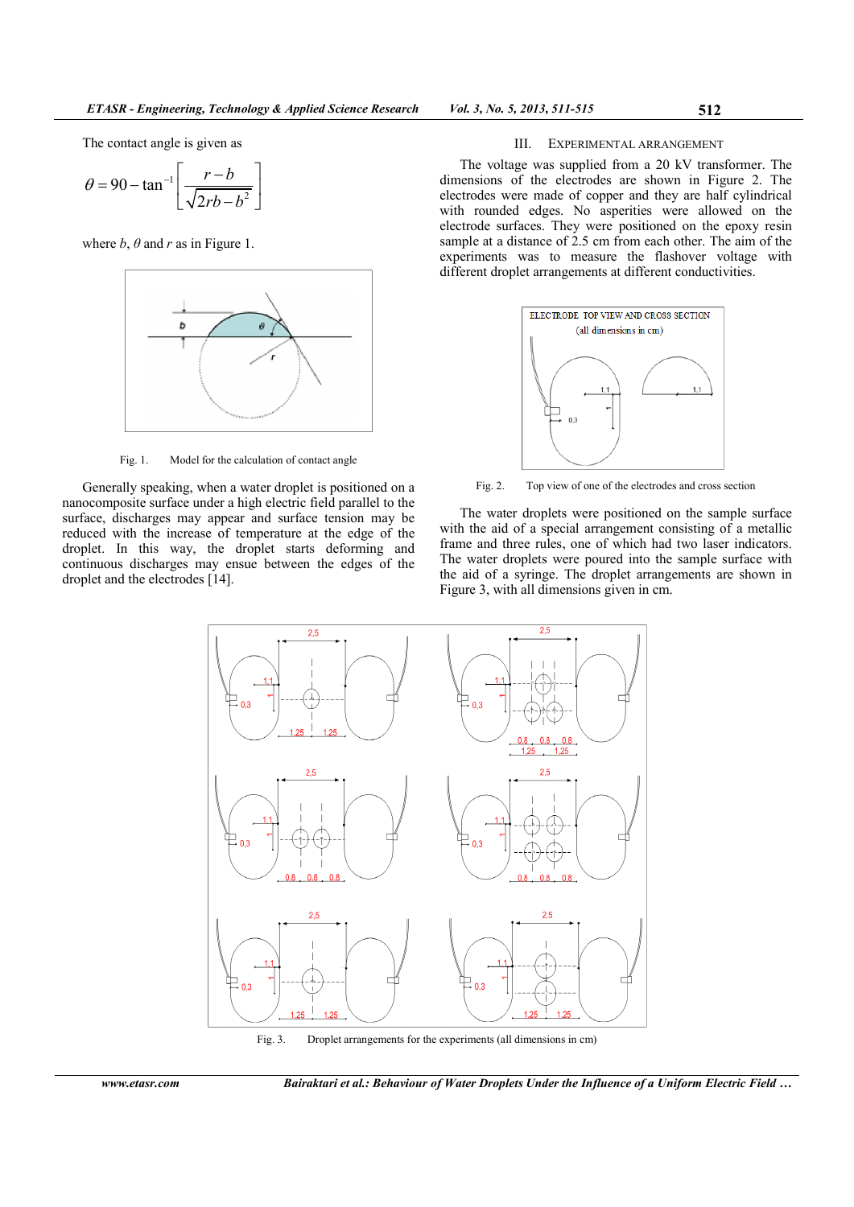The contact angle is given as

$$\theta = 90 - \tan^{-1}\left[\frac{r-b}{\sqrt{2rb-b^2}}\right]$$

where $b$, $\theta$ and $r$ as in Figure 1.

Fig. 1. Model for the calculation of contact angle

Generally speaking, when a water droplet is positioned on a nanocomposite surface under a high electric field parallel to the surface, discharges may appear and surface tension may be reduced with the increase of temperature at the edge of the droplet. In this way, the droplet starts deforming and continuous discharges may ensue between the edges of the droplet and the electrodes [14].

## III. EXPERIMENTAL ARRANGEMENT

The voltage was supplied from a 20 kV transformer. The dimensions of the electrodes are shown in Figure 2. The electrodes were made of copper and they are half cylindrical with rounded edges. No asperities were allowed on the electrode surfaces. They were positioned on the epoxy resin sample at a distance of 2.5 cm from each other. The aim of the experiments was to measure the flashover voltage with different droplet arrangements at different conductivities.

Fig. 2. Top view of one of the electrodes and cross section

The water droplets were positioned on the sample surface with the aid of a special arrangement consisting of a metallic frame and three rules, one of which had two laser indicators. The water droplets were poured into the sample surface with the aid of a syringe. The droplet arrangements are shown in Figure 3, with all dimensions given in cm.

Fig. 3. Droplet arrangements for the experiments (all dimensions in cm)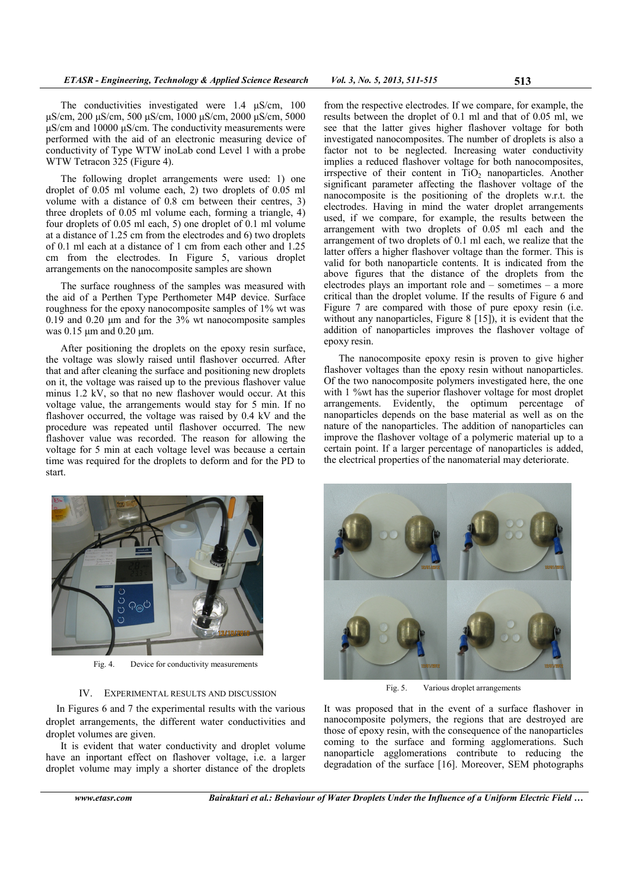The conductivities investigated were 1.4 μS/cm, 100 μS/cm, 200 μS/cm, 500 μS/cm, 1000 μS/cm, 2000 μS/cm, 5000 μS/cm and 10000 μS/cm. The conductivity measurements were performed with the aid of an electronic measuring device of conductivity of Type WTW inoLab cond Level 1 with a probe WTW Tetracon 325 (Figure 4).

The following droplet arrangements were used: 1) one droplet of 0.05 ml volume each, 2) two droplets of 0.05 ml volume with a distance of 0.8 cm between their centres, 3) three droplets of 0.05 ml volume each, forming a triangle, 4) four droplets of 0.05 ml each, 5) one droplet of 0.1 ml volume at a distance of 1.25 cm from the electrodes and 6) two droplets of 0.1 ml each at a distance of 1 cm from each other and 1.25 cm from the electrodes. In Figure 5, various droplet arrangements on the nanocomposite samples are shown

The surface roughness of the samples was measured with the aid of a Perthen Type Perthometer M4P device. Surface roughness for the epoxy nanocomposite samples of 1% wt was 0.19 and 0.20 μm and for the 3% wt nanocomposite samples was 0.15 μm and 0.20 μm.

After positioning the droplets on the epoxy resin surface, the voltage was slowly raised until flashover occurred. After that and after cleaning the surface and positioning new droplets on it, the voltage was raised up to the previous flashover value minus 1.2 kV, so that no new flashover would occur. At this voltage value, the arrangements would stay for 5 min. If no flashover occurred, the voltage was raised by 0.4 kV and the procedure was repeated until flashover occurred. The new flashover value was recorded. The reason for allowing the voltage for 5 min at each voltage level was because a certain time was required for the droplets to deform and for the PD to start.

Fig. 4. Device for conductivity measurements

## IV. EXPERIMENTAL RESULTS AND DISCUSSION

In Figures 6 and 7 the experimental results with the various droplet arrangements, the different water conductivities and droplet volumes are given.

It is evident that water conductivity and droplet volume have an inportant effect on flashover voltage, i.e. a larger droplet volume may imply a shorter distance of the droplets from the respective electrodes. If we compare, for example, the results between the droplet of 0.1 ml and that of 0.05 ml, we see that the latter gives higher flashover voltage for both investigated nanocomposites. The number of droplets is also a factor not to be neglected. Increasing water conductivity implies a reduced flashover voltage for both nanocomposites, irrspective of their content in $TiO_2$ nanoparticles. Another significant parameter affecting the flashover voltage of the nanocomposite is the positioning of the droplets w.r.t. the electrodes. Having in mind the water droplet arrangements used, if we compare, for example, the results between the arrangement with two droplets of 0.05 ml each and the arrangement of two droplets of 0.1 ml each, we realize that the latter offers a higher flashover voltage than the former. This is valid for both nanoparticle contents. It is indicated from the above figures that the distance of the droplets from the electrodes plays an important role and – sometimes – a more critical than the droplet volume. If the results of Figure 6 and Figure 7 are compared with those of pure epoxy resin (i.e. without any nanoparticles, Figure 8 [15]), it is evident that the addition of nanoparticles improves the flashover voltage of epoxy resin.

The nanocomposite epoxy resin is proven to give higher flashover voltages than the epoxy resin without nanoparticles. Of the two nanocomposite polymers investigated here, the one with 1 %wt has the superior flashover voltage for most droplet arrangements. Evidently, the optimum percentage of nanoparticles depends on the base material as well as on the nature of the nanoparticles. The addition of nanoparticles can improve the flashover voltage of a polymeric material up to a certain point. If a larger percentage of nanoparticles is added, the electrical properties of the nanomaterial may deteriorate.

Fig. 5. Various droplet arrangements

It was proposed that in the event of a surface flashover in nanocomposite polymers, the regions that are destroyed are those of epoxy resin, with the consequence of the nanoparticles coming to the surface and forming agglomerations. Such nanoparticle agglomerations contribute to reducing the degradation of the surface [16]. Moreover, SEM photographs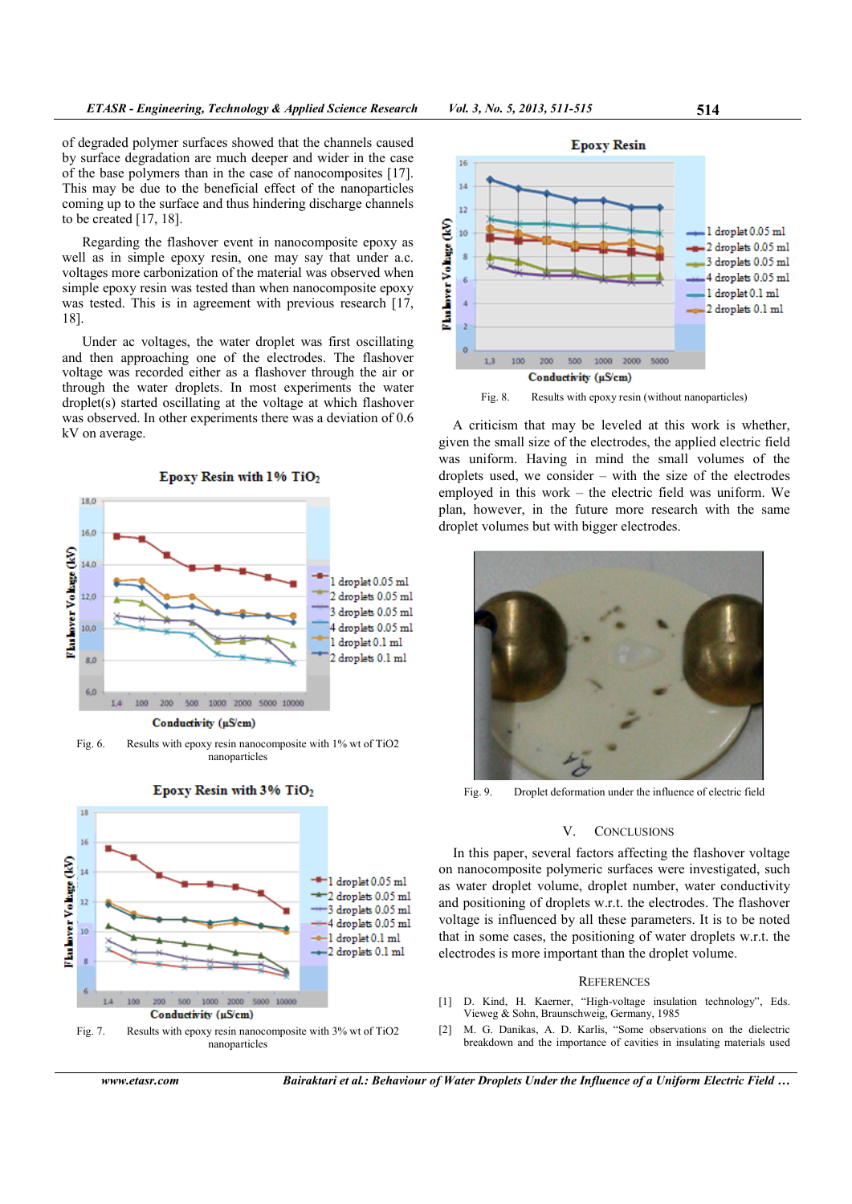of degraded polymer surfaces showed that the channels caused by surface degradation are much deeper and wider in the case of the base polymers than in the case of nanocomposites [17]. This may be due to the beneficial effect of the nanoparticles coming up to the surface and thus hindering discharge channels to be created [17, 18].

Regarding the flashover event in nanocomposite epoxy as well as in simple epoxy resin, one may say that under a.c. voltages more carbonization of the material was observed when simple epoxy resin was tested than when nanocomposite epoxy was tested. This is in agreement with previous research [17, 18].

Under ac voltages, the water droplet was first oscillating and then approaching one of the electrodes. The flashover voltage was recorded either as a flashover through the air or through the water droplets. In most experiments the water droplet(s) started oscillating at the voltage at which flashover was observed. In other experiments there was a deviation of 0.6 kV on average.

Epoxy Resin with 1% $TiO_2$

Flashover Voltage (kV)

18,0
16,0
14,0
12,0
10,0
8,0
6,0

1,4 100 200 500 1000 2000 5000 10000

Conductivity (μS/cm)

1 droplet 0.05 ml
2 droplets 0.05 ml
3 droplets 0.05 ml
4 droplets 0.05 ml
1 droplet 0.1 ml
2 droplets 0.1 ml

Fig. 6. Results with epoxy resin nanocomposite with 1% wt of TiO2 nanoparticles

Epoxy Resin with 3% $TiO_2$

Flashover Voltage (kV)

18
16
14
12
10
8
6

1.4 100 200 500 1000 2000 5000 10000

Conductivity (μS/cm)

1 droplet 0.05 ml
2 droplets 0.05 ml
3 droplets 0.05 ml
4 droplets 0.05 ml
1 droplet 0.1 ml
2 droplets 0.1 ml

Fig. 7. Results with epoxy resin nanocomposite with 3% wt of TiO2 nanoparticles

Epoxy Resin

Flashover Voltage (kV)

16
14
12
10
8
6
4
2
0

1,3 100 200 500 1000 2000 5000

Conductivity (μS/cm)

1 droplet 0.05 ml
2 droplets 0.05 ml
3 droplets 0.05 ml
4 droplets 0.05 ml
1 droplet 0.1 ml
2 droplets 0.1 ml

Fig. 8. Results with epoxy resin (without nanoparticles)

A criticism that may be leveled at this work is whether, given the small size of the electrodes, the applied electric field was uniform. Having in mind the small volumes of the droplets used, we consider – with the size of the electrodes employed in this work – the electric field was uniform. We plan, however, in the future more research with the same droplet volumes but with bigger electrodes.

Fig. 9. Droplet deformation under the influence of electric field

## V. CONCLUSIONS

In this paper, several factors affecting the flashover voltage on nanocomposite polymeric surfaces were investigated, such as water droplet volume, droplet number, water conductivity and positioning of droplets w.r.t. the electrodes. The flashover voltage is influenced by all these parameters. It is to be noted that in some cases, the positioning of water droplets w.r.t. the electrodes is more important than the droplet volume.

## REFERENCES

[1] D. Kind, H. Kaerner, "High-voltage insulation technology", Eds. Vieweg & Sohn, Braunschweig, Germany, 1985

[2] M. G. Danikas, A. D. Karlis, "Some observations on the dielectric breakdown and the importance of cavities in insulating materials used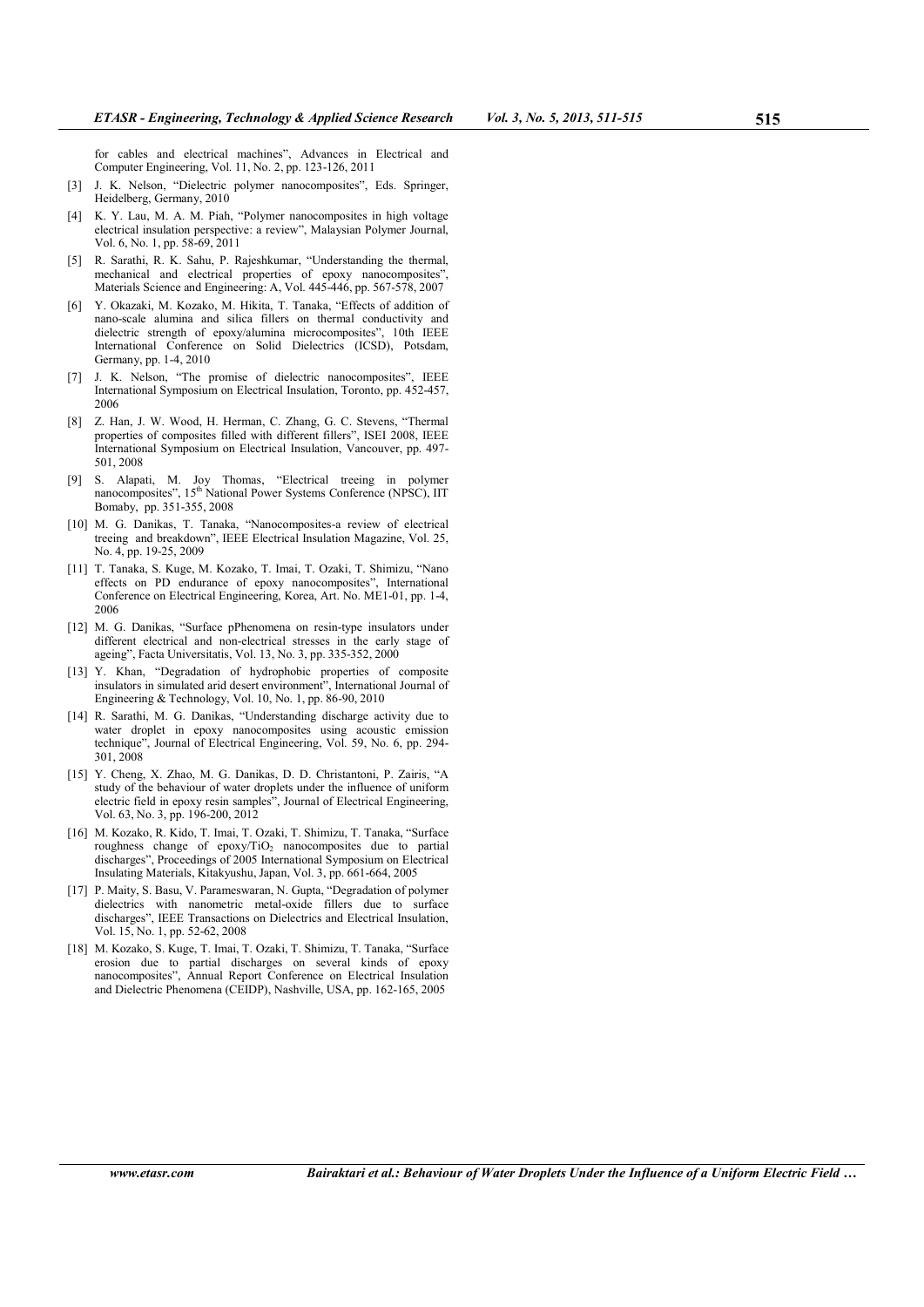for cables and electrical machines", Advances in Electrical and Computer Engineering, Vol. 11, No. 2, pp. 123-126, 2011

[3] J. K. Nelson, "Dielectric polymer nanocomposites", Eds. Springer, Heidelberg, Germany, 2010

[4] K. Y. Lau, M. A. M. Piah, "Polymer nanocomposites in high voltage electrical insulation perspective: a review", Malaysian Polymer Journal, Vol. 6, No. 1, pp. 58-69, 2011

[5] R. Sarathi, R. K. Sahu, P. Rajeshkumar, "Understanding the thermal, mechanical and electrical properties of epoxy nanocomposites", Materials Science and Engineering: A, Vol. 445-446, pp. 567-578, 2007

[6] Y. Okazaki, M. Kozako, M. Hikita, T. Tanaka, "Effects of addition of nano-scale alumina and silica fillers on thermal conductivity and dielectric strength of epoxy/alumina microcomposites", 10th IEEE International Conference on Solid Dielectrics (ICSD), Potsdam, Germany, pp. 1-4, 2010

[7] J. K. Nelson, "The promise of dielectric nanocomposites", IEEE International Symposium on Electrical Insulation, Toronto, pp. 452-457, 2006

[8] Z. Han, J. W. Wood, H. Herman, C. Zhang, G. C. Stevens, "Thermal properties of composites filled with different fillers", ISEI 2008, IEEE International Symposium on Electrical Insulation, Vancouver, pp. 497-501, 2008

[9] S. Alapati, M. Joy Thomas, "Electrical treeing in polymer nanocomposites", 15th National Power Systems Conference (NPSC), IIT Bomaby, pp. 351-355, 2008

[10] M. G. Danikas, T. Tanaka, "Nanocomposites-a review of electrical treeing and breakdown", IEEE Electrical Insulation Magazine, Vol. 25, No. 4, pp. 19-25, 2009

[11] T. Tanaka, S. Kuge, M. Kozako, T. Imai, T. Ozaki, T. Shimizu, "Nano effects on PD endurance of epoxy nanocomposites", International Conference on Electrical Engineering, Korea, Art. No. ME1-01, pp. 1-4, 2006

[12] M. G. Danikas, "Surface pPhenomena on resin-type insulators under different electrical and non-electrical stresses in the early stage of ageing", Facta Universitatis, Vol. 13, No. 3, pp. 335-352, 2000

[13] Y. Khan, "Degradation of hydrophobic properties of composite insulators in simulated arid desert environment", International Journal of Engineering & Technology, Vol. 10, No. 1, pp. 86-90, 2010

[14] R. Sarathi, M. G. Danikas, "Understanding discharge activity due to water droplet in epoxy nanocomposites using acoustic emission technique", Journal of Electrical Engineering, Vol. 59, No. 6, pp. 294-301, 2008

[15] Y. Cheng, X. Zhao, M. G. Danikas, D. D. Christantoni, P. Zairis, "A study of the behaviour of water droplets under the influence of uniform electric field in epoxy resin samples", Journal of Electrical Engineering, Vol. 63, No. 3, pp. 196-200, 2012

[16] M. Kozako, R. Kido, T. Imai, T. Ozaki, T. Shimizu, T. Tanaka, "Surface roughness change of epoxy/$TiO_2$ nanocomposites due to partial discharges", Proceedings of 2005 International Symposium on Electrical Insulating Materials, Kitakyushu, Japan, Vol. 3, pp. 661-664, 2005

[17] P. Maity, S. Basu, V. Parameswaran, N. Gupta, "Degradation of polymer dielectrics with nanometric metal-oxide fillers due to surface discharges", IEEE Transactions on Dielectrics and Electrical Insulation, Vol. 15, No. 1, pp. 52-62, 2008

[18] M. Kozako, S. Kuge, T. Imai, T. Ozaki, T. Shimizu, T. Tanaka, "Surface erosion due to partial discharges on several kinds of epoxy nanocomposites", Annual Report Conference on Electrical Insulation and Dielectric Phenomena (CEIDP), Nashville, USA, pp. 162-165, 2005